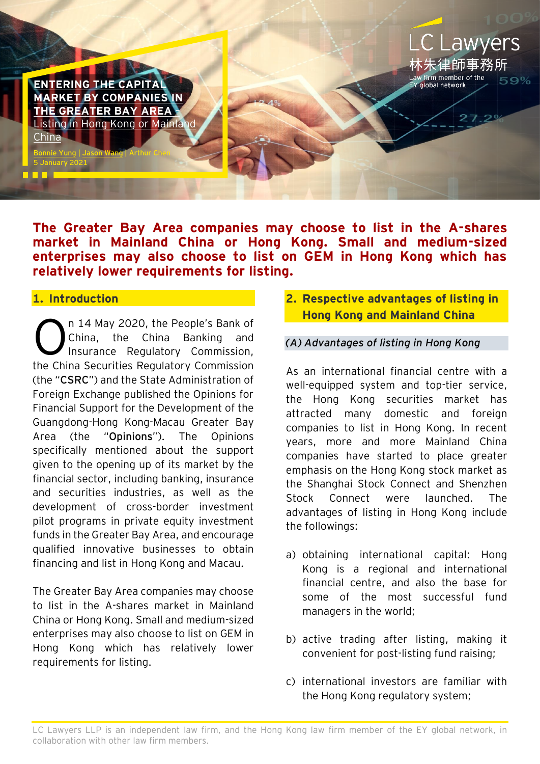# ENTERING THE CAPITAL MARKET BY COMPANIES IN THE GREATER BAY AREA – Listing in Hong Kong or Mainland China

Bonnie Yung | Jason Wang | Arthur Chen
5 January 2021

LC Lawyers
林朱律師事務所
Law firm member of the EY global network

**The Greater Bay Area companies may choose to list in the A-shares market in Mainland China or Hong Kong. Small and medium-sized enterprises may also choose to list on GEM in Hong Kong which has relatively lower requirements for listing.**

## 1. Introduction

On 14 May 2020, the People's Bank of China, the China Banking and Insurance Regulatory Commission, the China Securities Regulatory Commission (the "**CSRC**") and the State Administration of Foreign Exchange published the Opinions for Financial Support for the Development of the Guangdong-Hong Kong-Macau Greater Bay Area (the "**Opinions**"). The Opinions specifically mentioned about the support given to the opening up of its market by the financial sector, including banking, insurance and securities industries, as well as the development of cross-border investment pilot programs in private equity investment funds in the Greater Bay Area, and encourage qualified innovative businesses to obtain financing and list in Hong Kong and Macau.

The Greater Bay Area companies may choose to list in the A-shares market in Mainland China or Hong Kong. Small and medium-sized enterprises may also choose to list on GEM in Hong Kong which has relatively lower requirements for listing.

## 2. Respective advantages of listing in Hong Kong and Mainland China

### *(A) Advantages of listing in Hong Kong*

As an international financial centre with a well-equipped system and top-tier service, the Hong Kong securities market has attracted many domestic and foreign companies to list in Hong Kong. In recent years, more and more Mainland China companies have started to place greater emphasis on the Hong Kong stock market as the Shanghai Stock Connect and Shenzhen Stock Connect were launched. The advantages of listing in Hong Kong include the followings:

a) obtaining international capital: Hong Kong is a regional and international financial centre, and also the base for some of the most successful fund managers in the world;

b) active trading after listing, making it convenient for post-listing fund raising;

c) international investors are familiar with the Hong Kong regulatory system;

LC Lawyers LLP is an independent law firm, and the Hong Kong law firm member of the EY global network, in collaboration with other law firm members.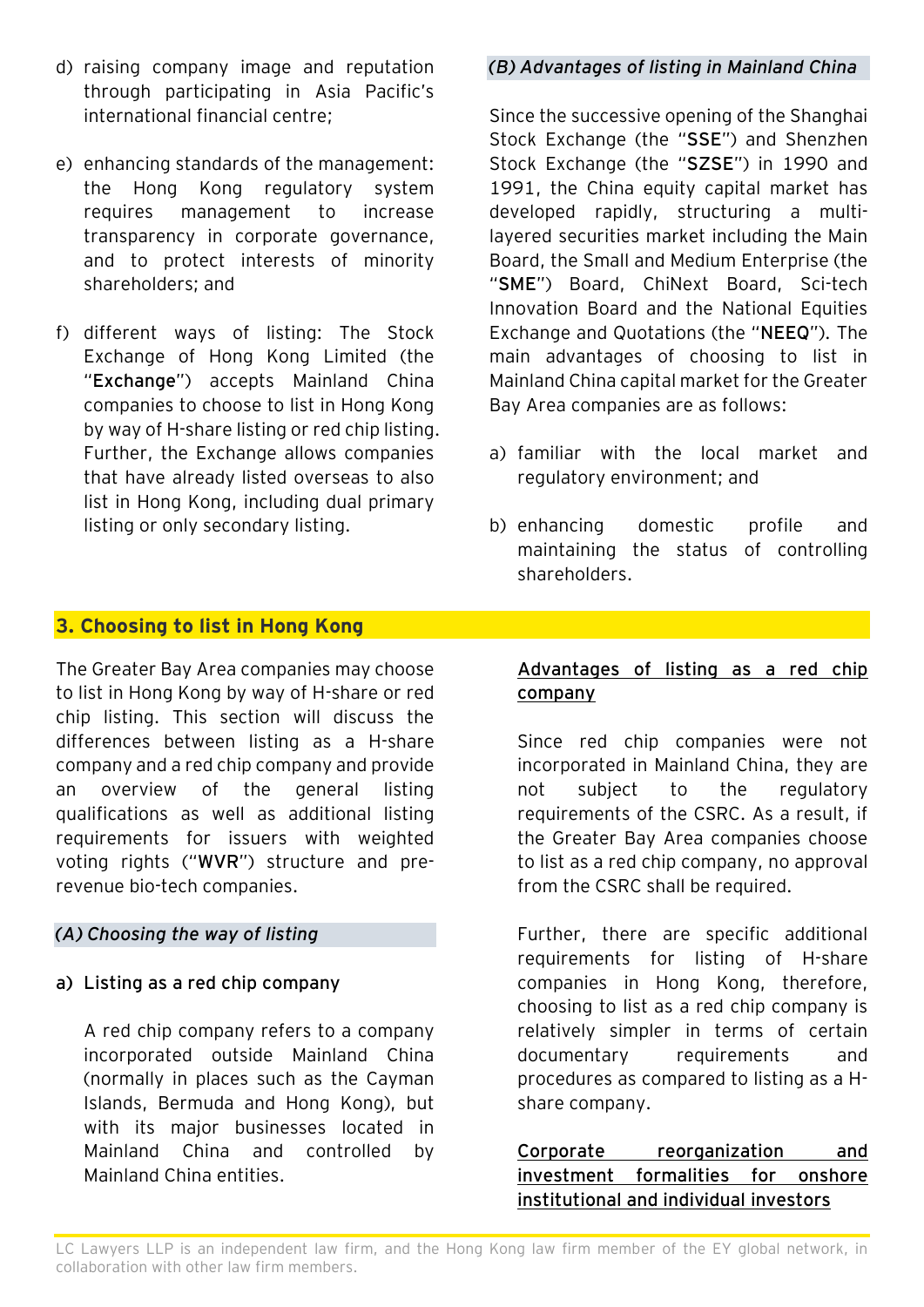d) raising company image and reputation through participating in Asia Pacific's international financial centre;

e) enhancing standards of the management: the Hong Kong regulatory system requires management to increase transparency in corporate governance, and to protect interests of minority shareholders; and

f) different ways of listing: The Stock Exchange of Hong Kong Limited (the "**Exchange**") accepts Mainland China companies to choose to list in Hong Kong by way of H-share listing or red chip listing. Further, the Exchange allows companies that have already listed overseas to also list in Hong Kong, including dual primary listing or only secondary listing.

### *(B) Advantages of listing in Mainland China*

Since the successive opening of the Shanghai Stock Exchange (the "**SSE**") and Shenzhen Stock Exchange (the "**SZSE**") in 1990 and 1991, the China equity capital market has developed rapidly, structuring a multi-layered securities market including the Main Board, the Small and Medium Enterprise (the "**SME**") Board, ChiNext Board, Sci-tech Innovation Board and the National Equities Exchange and Quotations (the "**NEEQ**"). The main advantages of choosing to list in Mainland China capital market for the Greater Bay Area companies are as follows:

a) familiar with the local market and regulatory environment; and

b) enhancing domestic profile and maintaining the status of controlling shareholders.

## 3. Choosing to list in Hong Kong

The Greater Bay Area companies may choose to list in Hong Kong by way of H-share or red chip listing. This section will discuss the differences between listing as a H-share company and a red chip company and provide an overview of the general listing qualifications as well as additional listing requirements for issuers with weighted voting rights ("**WVR**") structure and pre-revenue bio-tech companies.

### *(A) Choosing the way of listing*

**a) Listing as a red chip company**

A red chip company refers to a company incorporated outside Mainland China (normally in places such as the Cayman Islands, Bermuda and Hong Kong), but with its major businesses located in Mainland China and controlled by Mainland China entities.

<u>Advantages of listing as a red chip company</u>

Since red chip companies were not incorporated in Mainland China, they are not subject to the regulatory requirements of the CSRC. As a result, if the Greater Bay Area companies choose to list as a red chip company, no approval from the CSRC shall be required.

Further, there are specific additional requirements for listing of H-share companies in Hong Kong, therefore, choosing to list as a red chip company is relatively simpler in terms of certain documentary requirements and procedures as compared to listing as a H-share company.

<u>Corporate reorganization and investment formalities for onshore institutional and individual investors</u>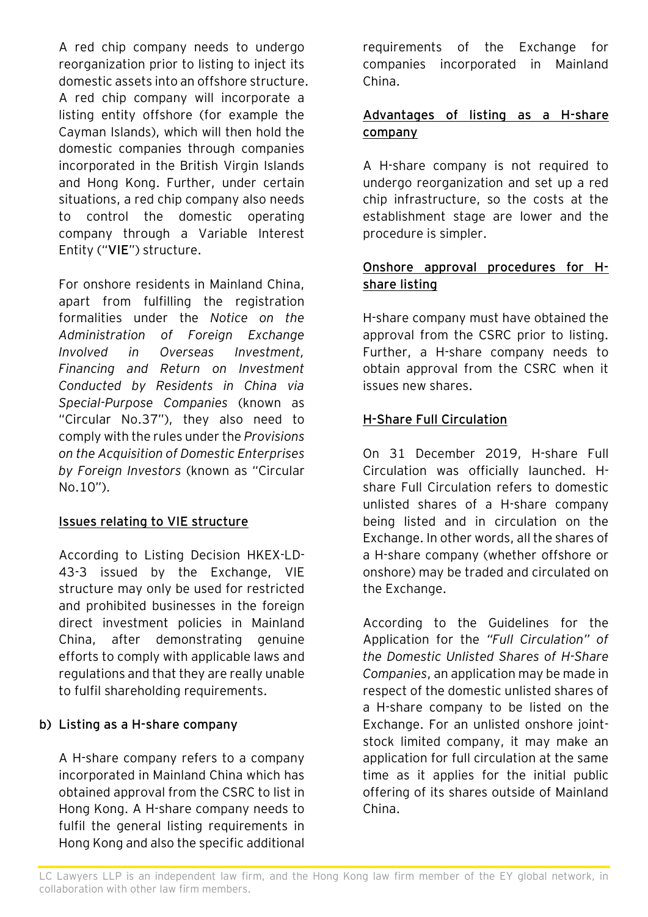A red chip company needs to undergo reorganization prior to listing to inject its domestic assets into an offshore structure. A red chip company will incorporate a listing entity offshore (for example the Cayman Islands), which will then hold the domestic companies through companies incorporated in the British Virgin Islands and Hong Kong. Further, under certain situations, a red chip company also needs to control the domestic operating company through a Variable Interest Entity ("**VIE**") structure.

For onshore residents in Mainland China, apart from fulfilling the registration formalities under the *Notice on the Administration of Foreign Exchange Involved in Overseas Investment, Financing and Return on Investment Conducted by Residents in China via Special-Purpose Companies* (known as "Circular No.37"), they also need to comply with the rules under the *Provisions on the Acquisition of Domestic Enterprises by Foreign Investors* (known as "Circular No.10").

**Issues relating to VIE structure**

According to Listing Decision HKEX-LD-43-3 issued by the Exchange, VIE structure may only be used for restricted and prohibited businesses in the foreign direct investment policies in Mainland China, after demonstrating genuine efforts to comply with applicable laws and regulations and that they are really unable to fulfil shareholding requirements.

**b) Listing as a H-share company**

A H-share company refers to a company incorporated in Mainland China which has obtained approval from the CSRC to list in Hong Kong. A H-share company needs to fulfil the general listing requirements in Hong Kong and also the specific additional requirements of the Exchange for companies incorporated in Mainland China.

**Advantages of listing as a H-share company**

A H-share company is not required to undergo reorganization and set up a red chip infrastructure, so the costs at the establishment stage are lower and the procedure is simpler.

**Onshore approval procedures for H-share listing**

H-share company must have obtained the approval from the CSRC prior to listing. Further, a H-share company needs to obtain approval from the CSRC when it issues new shares.

**H-Share Full Circulation**

On 31 December 2019, H-share Full Circulation was officially launched. H-share Full Circulation refers to domestic unlisted shares of a H-share company being listed and in circulation on the Exchange. In other words, all the shares of a H-share company (whether offshore or onshore) may be traded and circulated on the Exchange.

According to the Guidelines for the Application for the *"Full Circulation" of the Domestic Unlisted Shares of H-Share Companies*, an application may be made in respect of the domestic unlisted shares of a H-share company to be listed on the Exchange. For an unlisted onshore joint-stock limited company, it may make an application for full circulation at the same time as it applies for the initial public offering of its shares outside of Mainland China.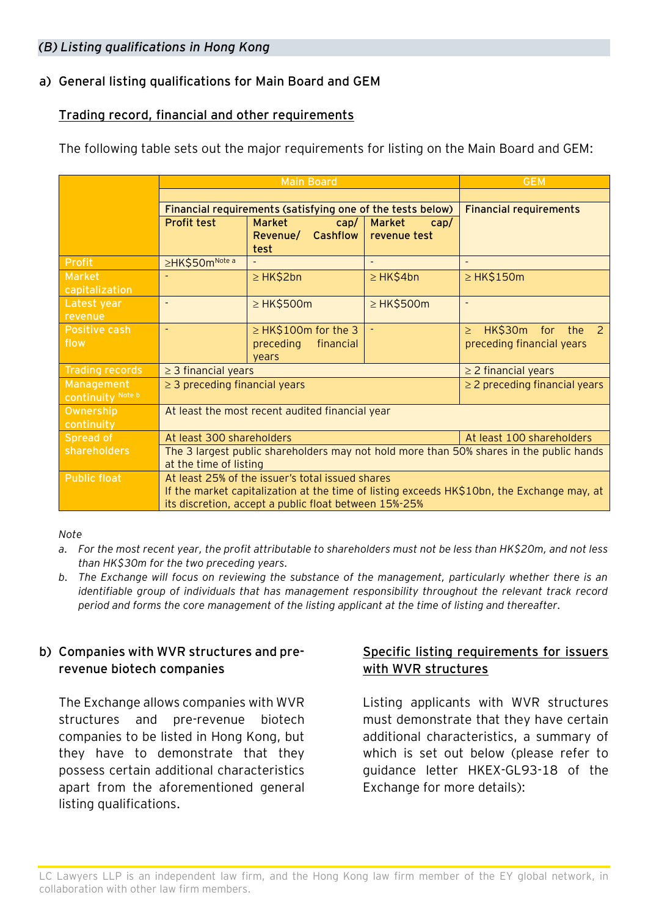*(B) Listing qualifications in Hong Kong*

## a) General listing qualifications for Main Board and GEM

### Trading record, financial and other requirements

The following table sets out the major requirements for listing on the Main Board and GEM:

| | Main Board | | | GEM |
|---|---|---|---|---|
| | Financial requirements (satisfying one of the tests below) | | | Financial requirements |
| | Profit test | Market cap/ Revenue/ Cashflow test | Market cap/ revenue test | |
| Profit | ≥HK$50m[Note a] | - | - | - |
| Market capitalization | - | ≥ HK$2bn | ≥ HK$4bn | ≥ HK$150m |
| Latest year revenue | - | ≥ HK$500m | ≥ HK$500m | - |
| Positive cash flow | - | ≥ HK$100m for the 3 preceding financial years | - | ≥ HK$30m for the 2 preceding financial years |
| Trading records | ≥ 3 financial years | | | ≥ 2 financial years |
| Management continuity [Note b] | ≥ 3 preceding financial years | | | ≥ 2 preceding financial years |
| Ownership continuity | At least the most recent audited financial year | | | |
| Spread of shareholders | At least 300 shareholders | | | At least 100 shareholders |
| | The 3 largest public shareholders may not hold more than 50% shares in the public hands at the time of listing | | | |
| Public float | At least 25% of the issuer's total issued shares<br>If the market capitalization at the time of listing exceeds HK$10bn, the Exchange may, at its discretion, accept a public float between 15%-25% | | | |

*Note*

a. *For the most recent year, the profit attributable to shareholders must not be less than HK$20m, and not less than HK$30m for the two preceding years.*

b. *The Exchange will focus on reviewing the substance of the management, particularly whether there is an identifiable group of individuals that has management responsibility throughout the relevant track record period and forms the core management of the listing applicant at the time of listing and thereafter.*

## b) Companies with WVR structures and pre-revenue biotech companies

The Exchange allows companies with WVR structures and pre-revenue biotech companies to be listed in Hong Kong, but they have to demonstrate that they possess certain additional characteristics apart from the aforementioned general listing qualifications.

### Specific listing requirements for issuers with WVR structures

Listing applicants with WVR structures must demonstrate that they have certain additional characteristics, a summary of which is set out below (please refer to guidance letter HKEX-GL93-18 of the Exchange for more details):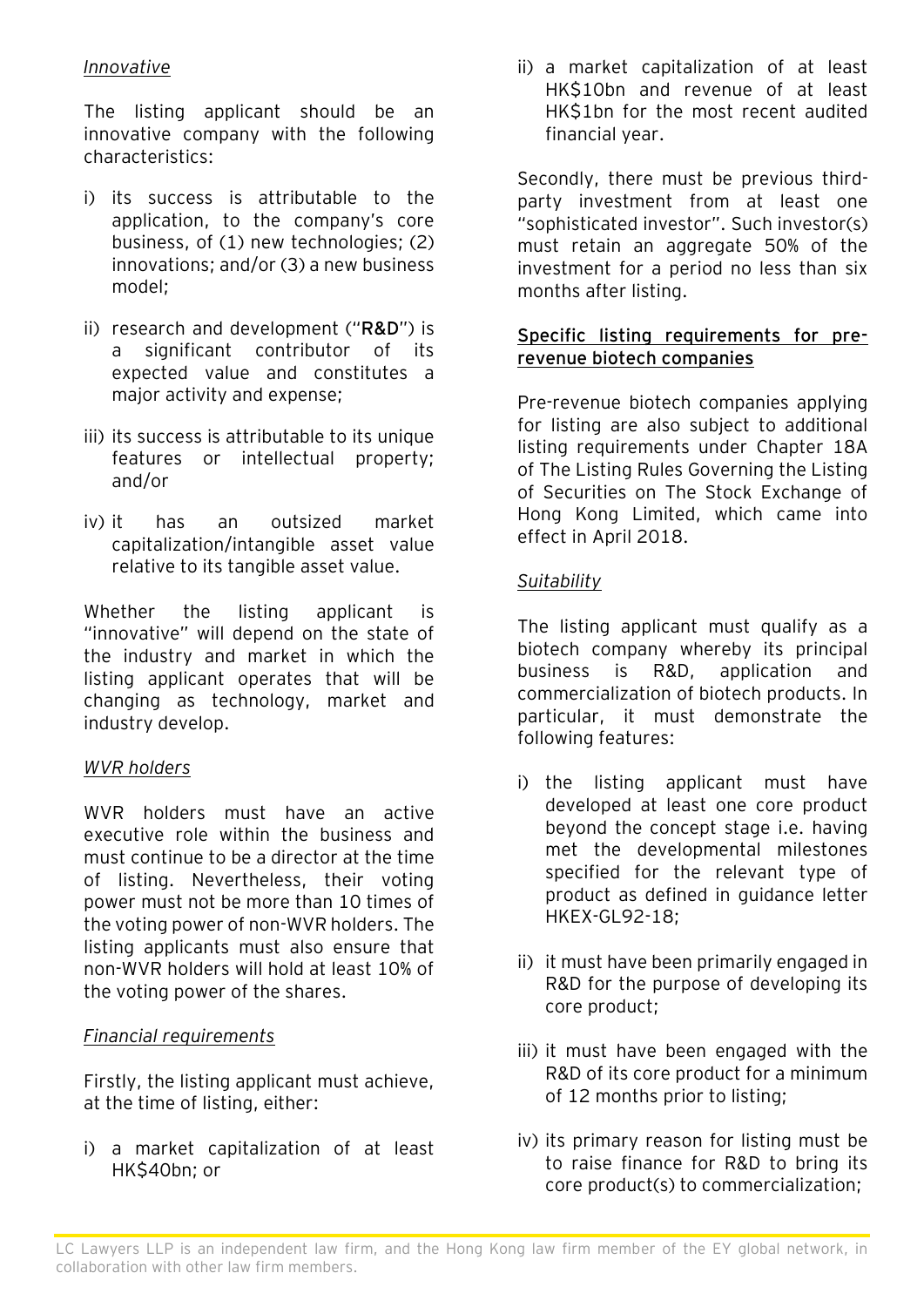*Innovative*

The listing applicant should be an innovative company with the following characteristics:

i) its success is attributable to the application, to the company's core business, of (1) new technologies; (2) innovations; and/or (3) a new business model;

ii) research and development ("**R&D**") is a significant contributor of its expected value and constitutes a major activity and expense;

iii) its success is attributable to its unique features or intellectual property; and/or

iv) it has an outsized market capitalization/intangible asset value relative to its tangible asset value.

Whether the listing applicant is "innovative" will depend on the state of the industry and market in which the listing applicant operates that will be changing as technology, market and industry develop.

*WVR holders*

WVR holders must have an active executive role within the business and must continue to be a director at the time of listing. Nevertheless, their voting power must not be more than 10 times of the voting power of non-WVR holders. The listing applicants must also ensure that non-WVR holders will hold at least 10% of the voting power of the shares.

*Financial requirements*

Firstly, the listing applicant must achieve, at the time of listing, either:

i) a market capitalization of at least HK$40bn; or

ii) a market capitalization of at least HK$10bn and revenue of at least HK$1bn for the most recent audited financial year.

Secondly, there must be previous third-party investment from at least one "sophisticated investor". Such investor(s) must retain an aggregate 50% of the investment for a period no less than six months after listing.

**Specific listing requirements for pre-revenue biotech companies**

Pre-revenue biotech companies applying for listing are also subject to additional listing requirements under Chapter 18A of The Listing Rules Governing the Listing of Securities on The Stock Exchange of Hong Kong Limited, which came into effect in April 2018.

*Suitability*

The listing applicant must qualify as a biotech company whereby its principal business is R&D, application and commercialization of biotech products. In particular, it must demonstrate the following features:

i) the listing applicant must have developed at least one core product beyond the concept stage i.e. having met the developmental milestones specified for the relevant type of product as defined in guidance letter HKEX-GL92-18;

ii) it must have been primarily engaged in R&D for the purpose of developing its core product;

iii) it must have been engaged with the R&D of its core product for a minimum of 12 months prior to listing;

iv) its primary reason for listing must be to raise finance for R&D to bring its core product(s) to commercialization;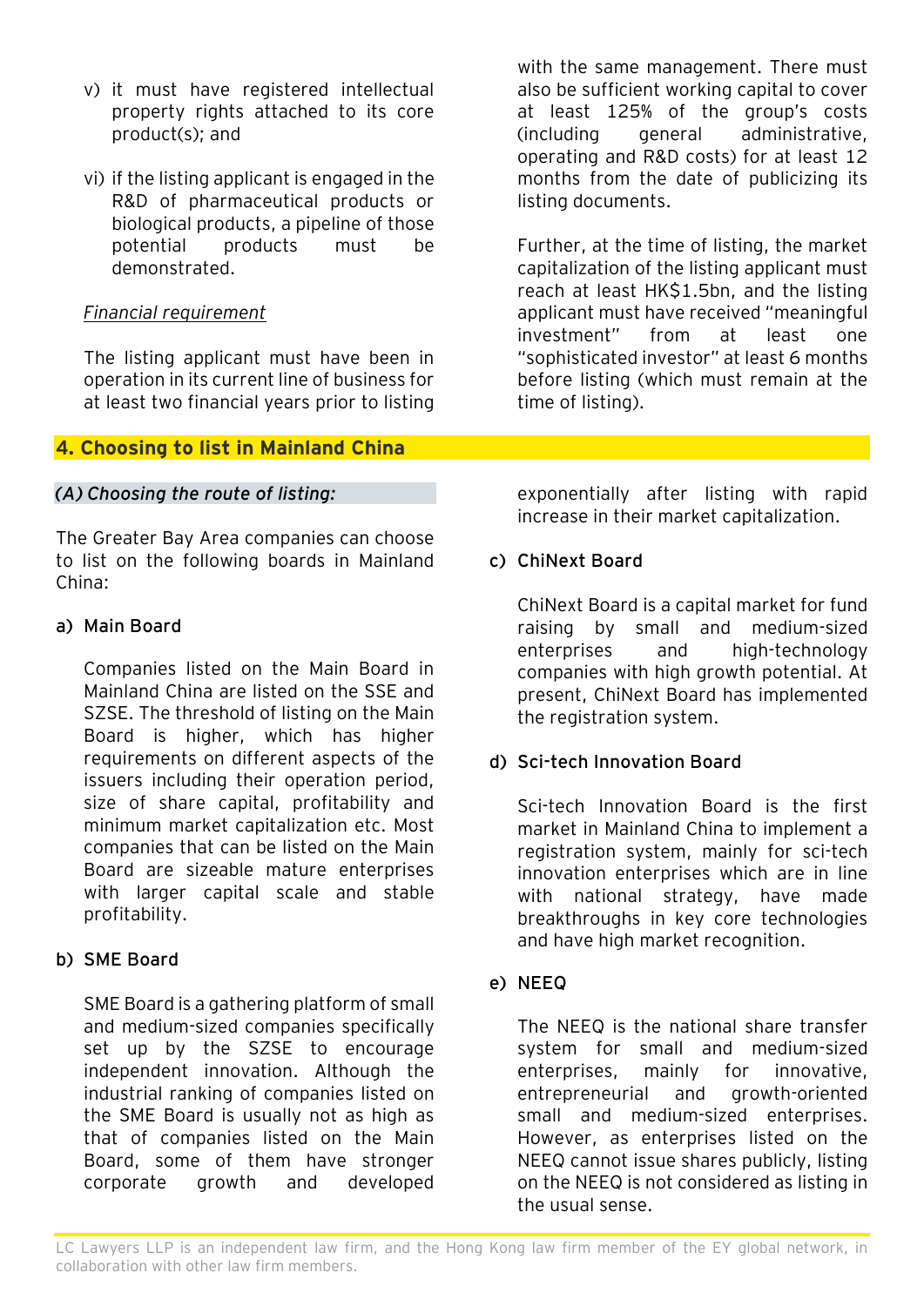v) it must have registered intellectual property rights attached to its core product(s); and

vi) if the listing applicant is engaged in the R&D of pharmaceutical products or biological products, a pipeline of those potential products must be demonstrated.

*Financial requirement*

The listing applicant must have been in operation in its current line of business for at least two financial years prior to listing with the same management. There must also be sufficient working capital to cover at least 125% of the group's costs (including general administrative, operating and R&D costs) for at least 12 months from the date of publicizing its listing documents.

Further, at the time of listing, the market capitalization of the listing applicant must reach at least HK$1.5bn, and the listing applicant must have received "meaningful investment" from at least one "sophisticated investor" at least 6 months before listing (which must remain at the time of listing).

## 4. Choosing to list in Mainland China

### *(A) Choosing the route of listing:*

The Greater Bay Area companies can choose to list on the following boards in Mainland China:

**a) Main Board**

Companies listed on the Main Board in Mainland China are listed on the SSE and SZSE. The threshold of listing on the Main Board is higher, which has higher requirements on different aspects of the issuers including their operation period, size of share capital, profitability and minimum market capitalization etc. Most companies that can be listed on the Main Board are sizeable mature enterprises with larger capital scale and stable profitability.

**b) SME Board**

SME Board is a gathering platform of small and medium-sized companies specifically set up by the SZSE to encourage independent innovation. Although the industrial ranking of companies listed on the SME Board is usually not as high as that of companies listed on the Main Board, some of them have stronger corporate growth and developed exponentially after listing with rapid increase in their market capitalization.

**c) ChiNext Board**

ChiNext Board is a capital market for fund raising by small and medium-sized enterprises and high-technology companies with high growth potential. At present, ChiNext Board has implemented the registration system.

**d) Sci-tech Innovation Board**

Sci-tech Innovation Board is the first market in Mainland China to implement a registration system, mainly for sci-tech innovation enterprises which are in line with national strategy, have made breakthroughs in key core technologies and have high market recognition.

**e) NEEQ**

The NEEQ is the national share transfer system for small and medium-sized enterprises, mainly for innovative, entrepreneurial and growth-oriented small and medium-sized enterprises. However, as enterprises listed on the NEEQ cannot issue shares publicly, listing on the NEEQ is not considered as listing in the usual sense.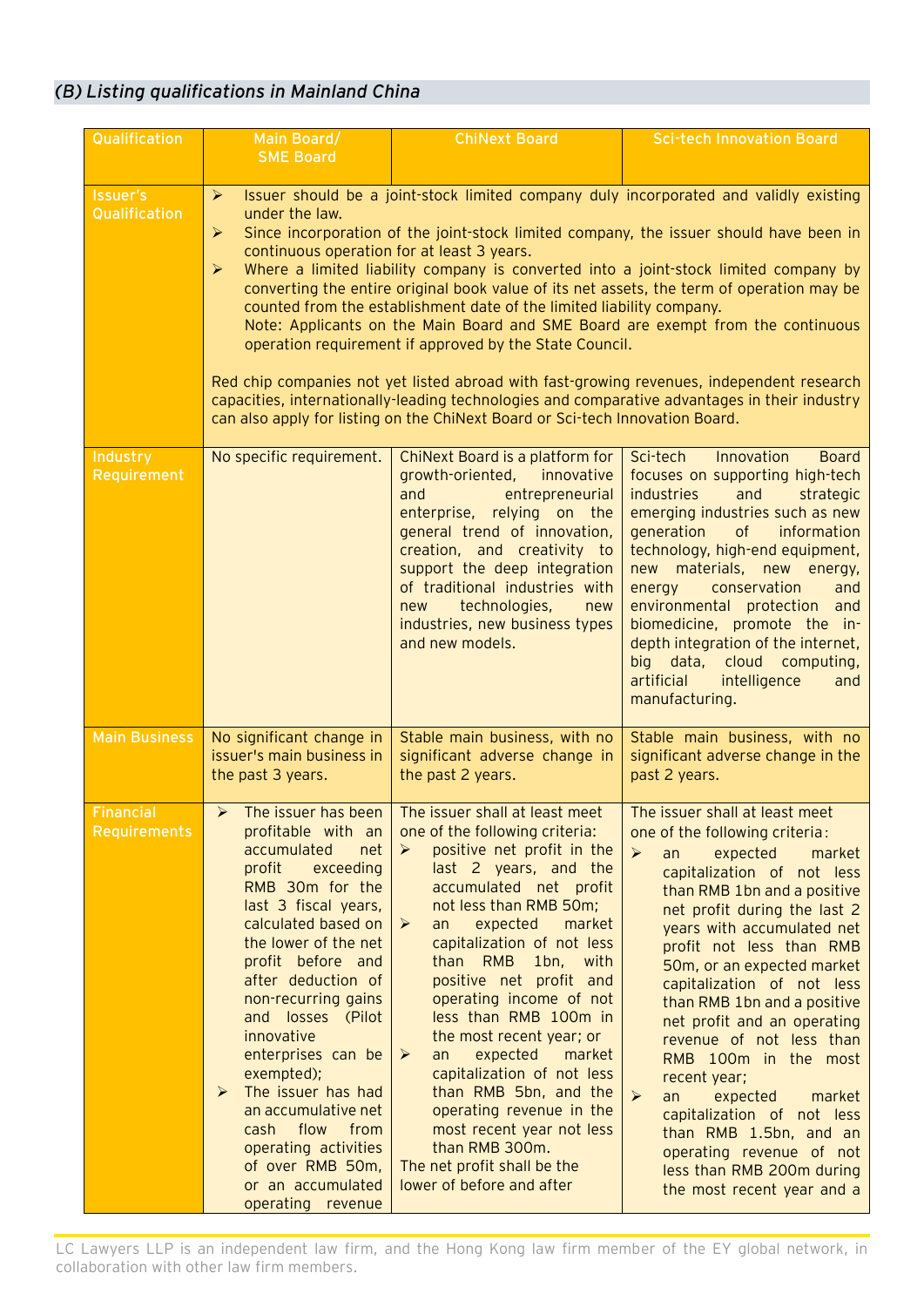### *(B) Listing qualifications in Mainland China*

| Qualification | Main Board/ SME Board | ChiNext Board | Sci-tech Innovation Board |
|---|---|---|---|
| Issuer's Qualification | ➢ Issuer should be a joint-stock limited company duly incorporated and validly existing under the law.<br>➢ Since incorporation of the joint-stock limited company, the issuer should have been in continuous operation for at least 3 years.<br>➢ Where a limited liability company is converted into a joint-stock limited company by converting the entire original book value of its net assets, the term of operation may be counted from the establishment date of the limited liability company.<br>Note: Applicants on the Main Board and SME Board are exempt from the continuous operation requirement if approved by the State Council.<br><br>Red chip companies not yet listed abroad with fast-growing revenues, independent research capacities, internationally-leading technologies and comparative advantages in their industry can also apply for listing on the ChiNext Board or Sci-tech Innovation Board. | | |
| Industry Requirement | No specific requirement. | ChiNext Board is a platform for growth-oriented, innovative and entrepreneurial enterprise, relying on the general trend of innovation, creation, and creativity to support the deep integration of traditional industries with new technologies, new industries, new business types and new models. | Sci-tech Innovation Board focuses on supporting high-tech industries and strategic emerging industries such as new generation of information technology, high-end equipment, new materials, new energy, energy conservation and environmental protection and biomedicine, promote the in-depth integration of the internet, big data, cloud computing, artificial intelligence and manufacturing. |
| Main Business | No significant change in issuer's main business in the past 3 years. | Stable main business, with no significant adverse change in the past 2 years. | Stable main business, with no significant adverse change in the past 2 years. |
| Financial Requirements | ➢ The issuer has been profitable with an accumulated net profit exceeding RMB 30m for the last 3 fiscal years, calculated based on the lower of the net profit before and after deduction of non-recurring gains and losses (Pilot innovative enterprises can be exempted);<br>➢ The issuer has had an accumulative net cash flow from operating activities of over RMB 50m, or an accumulated operating revenue | The issuer shall at least meet one of the following criteria:<br>➢ positive net profit in the last 2 years, and the accumulated net profit not less than RMB 50m;<br>➢ an expected market capitalization of not less than RMB 1bn, with positive net profit and operating income of not less than RMB 100m in the most recent year; or<br>➢ an expected market capitalization of not less than RMB 5bn, and the operating revenue in the most recent year not less than RMB 300m.<br>The net profit shall be the lower of before and after | The issuer shall at least meet one of the following criteria:<br>➢ an expected market capitalization of not less than RMB 1bn and a positive net profit during the last 2 years with accumulated net profit not less than RMB 50m, or an expected market capitalization of not less than RMB 1bn and a positive net profit and an operating revenue of not less than RMB 100m in the most recent year;<br>➢ an expected market capitalization of not less than RMB 1.5bn, and an operating revenue of not less than RMB 200m during the most recent year and a |

LC Lawyers LLP is an independent law firm, and the Hong Kong law firm member of the EY global network, in collaboration with other law firm members.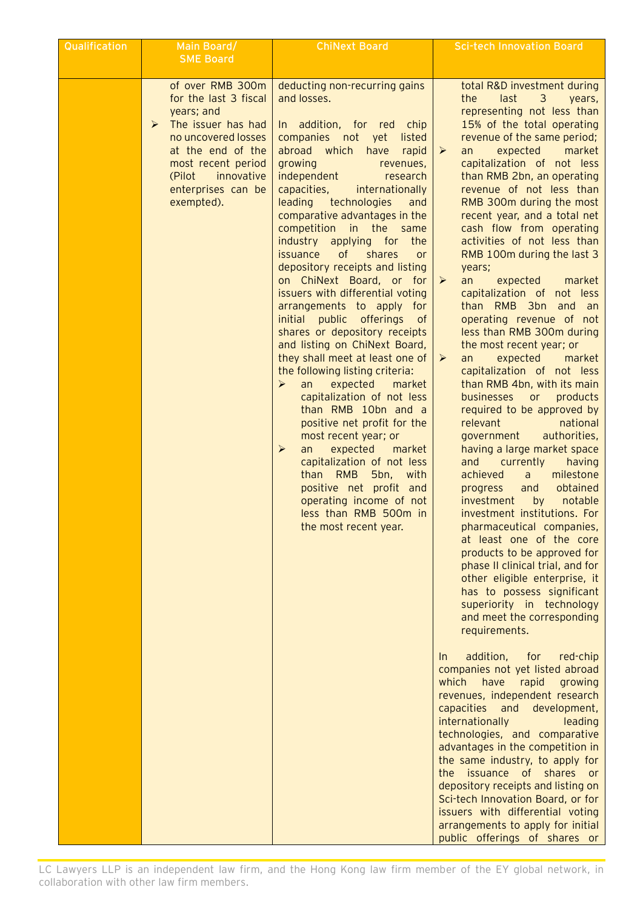| Qualification | Main Board/ SME Board | ChiNext Board | Sci-tech Innovation Board |
|---|---|---|---|
| | of over RMB 300m for the last 3 fiscal years; and<br>➢ The issuer has had no uncovered losses at the end of the most recent period (Pilot innovative enterprises can be exempted). | deducting non-recurring gains and losses.<br><br>In addition, for red chip companies not yet listed abroad which have rapid growing revenues, independent research capacities, internationally leading technologies and comparative advantages in the competition in the same industry applying for the issuance of shares or depository receipts and listing on ChiNext Board, or for issuers with differential voting arrangements to apply for initial public offerings of shares or depository receipts and listing on ChiNext Board, they shall meet at least one of the following listing criteria:<br>➢ an expected market capitalization of not less than RMB 10bn and a positive net profit for the most recent year; or<br>➢ an expected market capitalization of not less than RMB 5bn, with positive net profit and operating income of not less than RMB 500m in the most recent year. | total R&D investment during the last 3 years, representing not less than 15% of the total operating revenue of the same period;<br>➢ an expected market capitalization of not less than RMB 2bn, an operating revenue of not less than RMB 300m during the most recent year, and a total net cash flow from operating activities of not less than RMB 100m during the last 3 years;<br>➢ an expected market capitalization of not less than RMB 3bn and an operating revenue of not less than RMB 300m during the most recent year; or<br>➢ an expected market capitalization of not less than RMB 4bn, with its main businesses or products required to be approved by relevant national government authorities, having a large market space and currently having achieved a milestone progress and obtained investment by notable investment institutions. For pharmaceutical companies, at least one of the core products to be approved for phase II clinical trial, and for other eligible enterprise, it has to possess significant superiority in technology and meet the corresponding requirements.<br><br>In addition, for red-chip companies not yet listed abroad which have rapid growing revenues, independent research capacities and development, internationally leading technologies, and comparative advantages in the competition in the same industry, to apply for the issuance of shares or depository receipts and listing on Sci-tech Innovation Board, or for issuers with differential voting arrangements to apply for initial public offerings of shares or |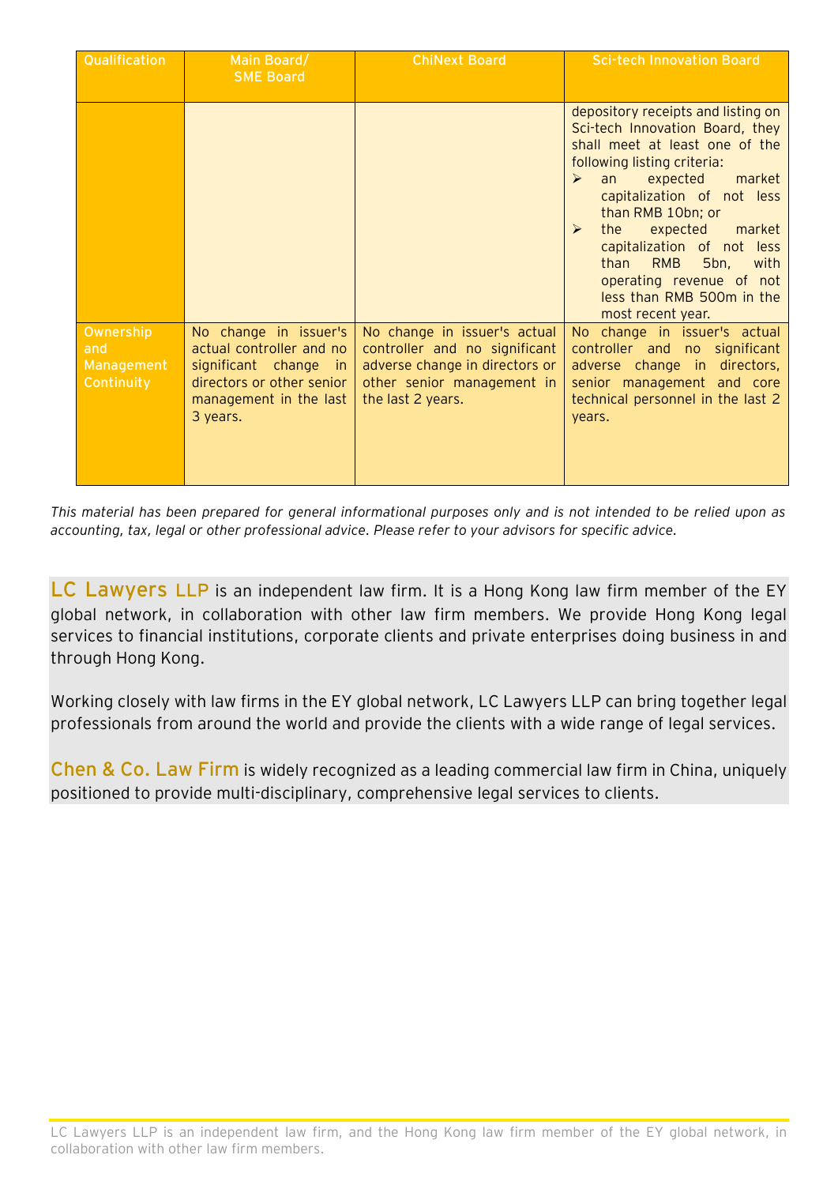| Qualification | Main Board/ SME Board | ChiNext Board | Sci-tech Innovation Board |
|---|---|---|---|
| | | | depository receipts and listing on Sci-tech Innovation Board, they shall meet at least one of the following listing criteria:<br>➢ an expected market capitalization of not less than RMB 10bn; or<br>➢ the expected market capitalization of not less than RMB 5bn, with operating revenue of not less than RMB 500m in the most recent year. |
| Ownership and Management Continuity | No change in issuer's actual controller and no significant change in directors or other senior management in the last 3 years. | No change in issuer's actual controller and no significant adverse change in directors or other senior management in the last 2 years. | No change in issuer's actual controller and no significant adverse change in directors, senior management and core technical personnel in the last 2 years. |

*This material has been prepared for general informational purposes only and is not intended to be relied upon as accounting, tax, legal or other professional advice. Please refer to your advisors for specific advice.*

**LC Lawyers LLP** is an independent law firm. It is a Hong Kong law firm member of the EY global network, in collaboration with other law firm members. We provide Hong Kong legal services to financial institutions, corporate clients and private enterprises doing business in and through Hong Kong.

Working closely with law firms in the EY global network, LC Lawyers LLP can bring together legal professionals from around the world and provide the clients with a wide range of legal services.

**Chen & Co. Law Firm** is widely recognized as a leading commercial law firm in China, uniquely positioned to provide multi-disciplinary, comprehensive legal services to clients.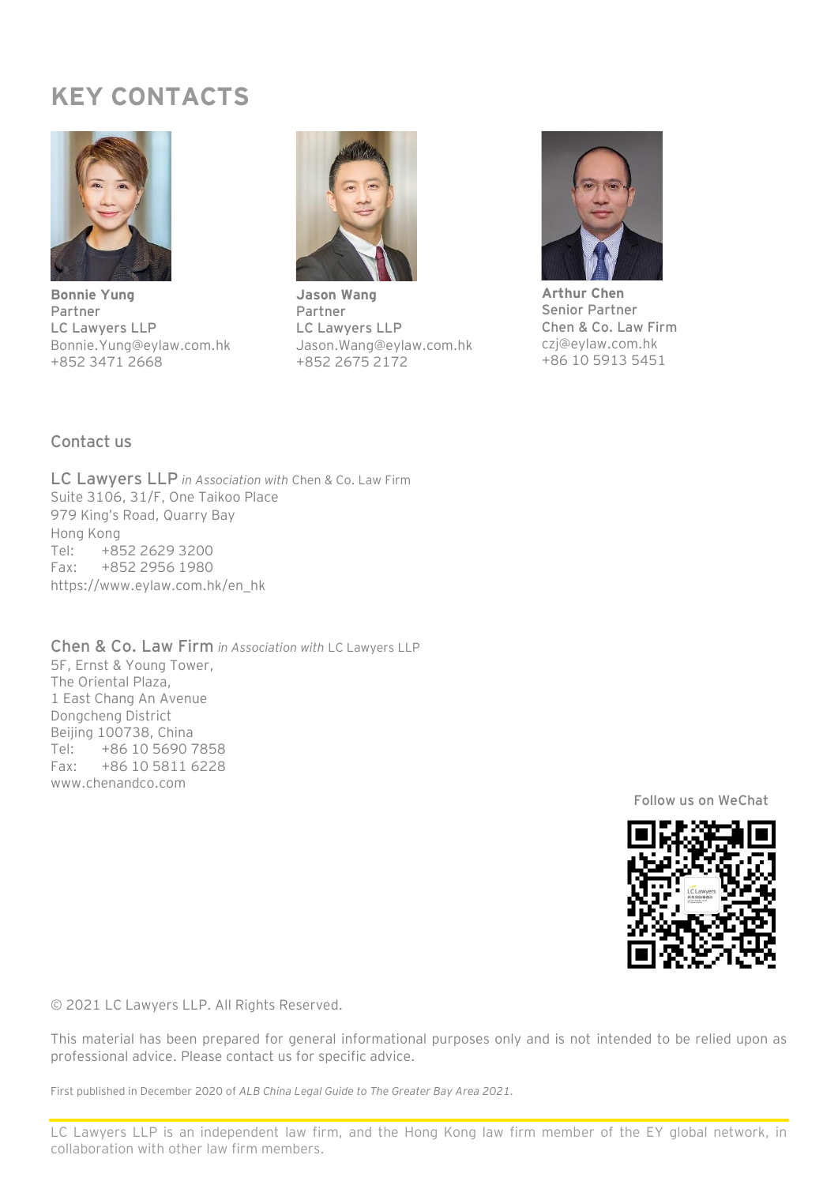# KEY CONTACTS

**Bonnie Yung**
Partner
LC Lawyers LLP
Bonnie.Yung@eylaw.com.hk
+852 3471 2668

**Jason Wang**
Partner
LC Lawyers LLP
Jason.Wang@eylaw.com.hk
+852 2675 2172

**Arthur Chen**
Senior Partner
Chen & Co. Law Firm
czj@eylaw.com.hk
+86 10 5913 5451

## Contact us

LC Lawyers LLP *in Association with* Chen & Co. Law Firm
Suite 3106, 31/F, One Taikoo Place
979 King's Road, Quarry Bay
Hong Kong
Tel: +852 2629 3200
Fax: +852 2956 1980
https://www.eylaw.com.hk/en_hk

Chen & Co. Law Firm *in Association with* LC Lawyers LLP
5F, Ernst & Young Tower,
The Oriental Plaza,
1 East Chang An Avenue
Dongcheng District
Beijing 100738, China
Tel: +86 10 5690 7858
Fax: +86 10 5811 6228
www.chenandco.com

Follow us on WeChat

© 2021 LC Lawyers LLP. All Rights Reserved.

This material has been prepared for general informational purposes only and is not intended to be relied upon as professional advice. Please contact us for specific advice.

First published in December 2020 of *ALB China Legal Guide to The Greater Bay Area 2021*.

LC Lawyers LLP is an independent law firm, and the Hong Kong law firm member of the EY global network, in collaboration with other law firm members.